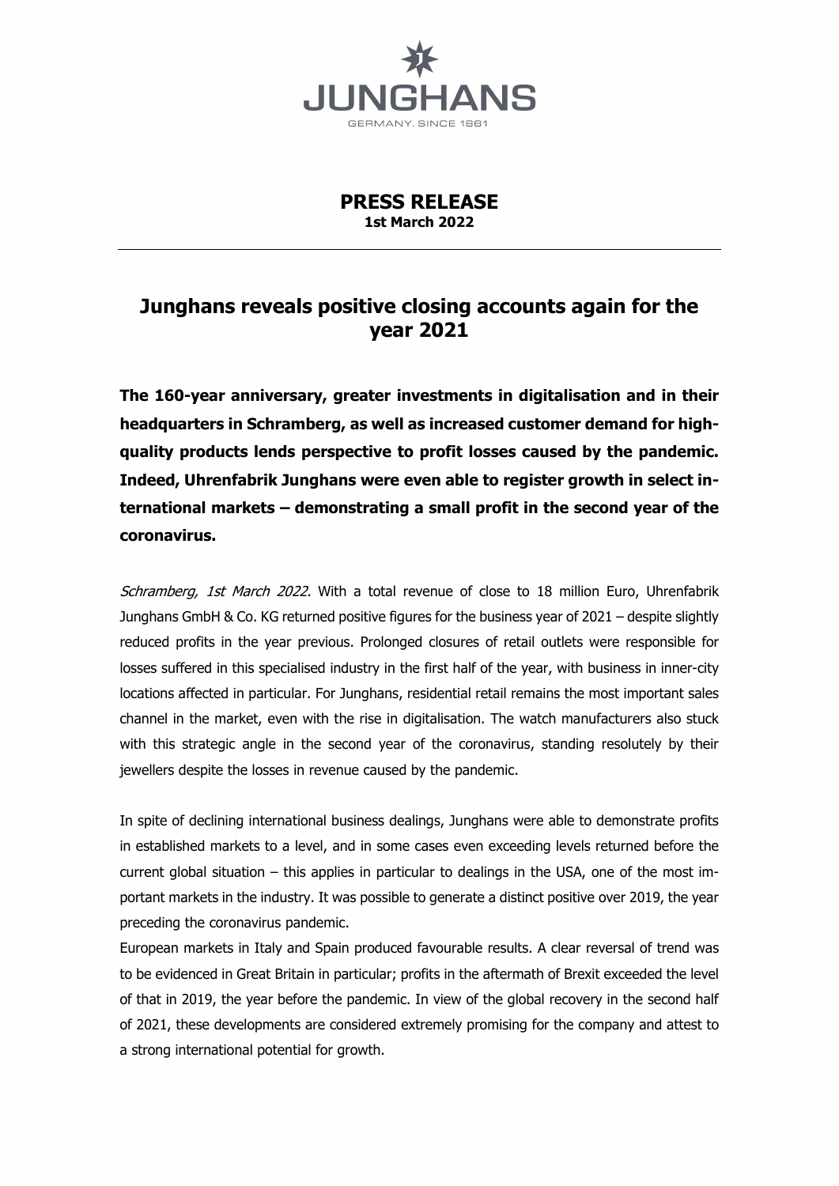JUNGHANS

GERMANY. SINCE 1861

**PRESS RELEASE**
**1st March 2022**

# Junghans reveals positive closing accounts again for the year 2021

**The 160-year anniversary, greater investments in digitalisation and in their headquarters in Schramberg, as well as increased customer demand for high-quality products lends perspective to profit losses caused by the pandemic. Indeed, Uhrenfabrik Junghans were even able to register growth in select international markets – demonstrating a small profit in the second year of the coronavirus.**

*Schramberg, 1st March 2022.* With a total revenue of close to 18 million Euro, Uhrenfabrik Junghans GmbH & Co. KG returned positive figures for the business year of 2021 – despite slightly reduced profits in the year previous. Prolonged closures of retail outlets were responsible for losses suffered in this specialised industry in the first half of the year, with business in inner-city locations affected in particular. For Junghans, residential retail remains the most important sales channel in the market, even with the rise in digitalisation. The watch manufacturers also stuck with this strategic angle in the second year of the coronavirus, standing resolutely by their jewellers despite the losses in revenue caused by the pandemic.

In spite of declining international business dealings, Junghans were able to demonstrate profits in established markets to a level, and in some cases even exceeding levels returned before the current global situation – this applies in particular to dealings in the USA, one of the most important markets in the industry. It was possible to generate a distinct positive over 2019, the year preceding the coronavirus pandemic.

European markets in Italy and Spain produced favourable results. A clear reversal of trend was to be evidenced in Great Britain in particular; profits in the aftermath of Brexit exceeded the level of that in 2019, the year before the pandemic. In view of the global recovery in the second half of 2021, these developments are considered extremely promising for the company and attest to a strong international potential for growth.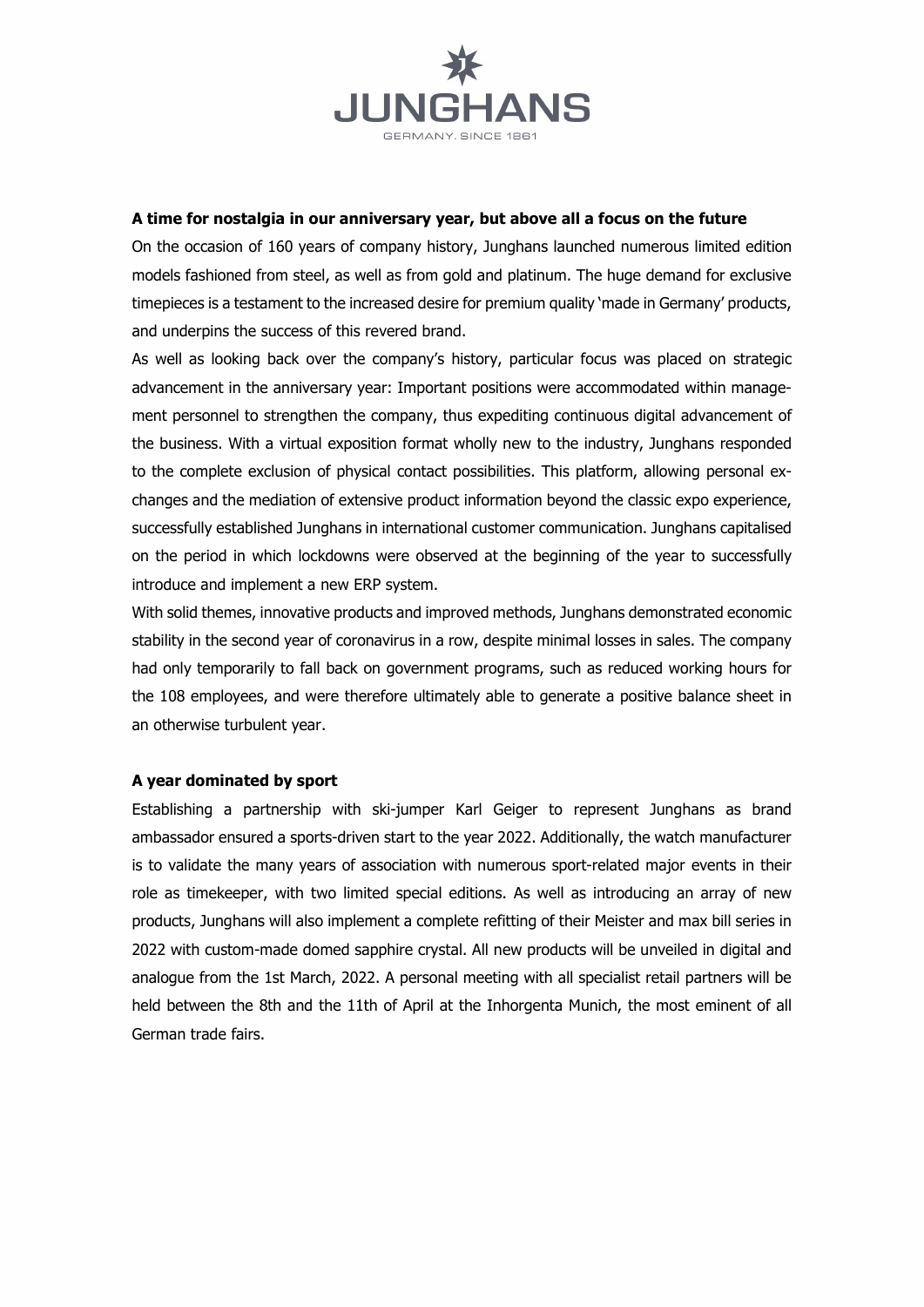### A time for nostalgia in our anniversary year, but above all a focus on the future

On the occasion of 160 years of company history, Junghans launched numerous limited edition models fashioned from steel, as well as from gold and platinum. The huge demand for exclusive timepieces is a testament to the increased desire for premium quality 'made in Germany' products, and underpins the success of this revered brand.

As well as looking back over the company's history, particular focus was placed on strategic advancement in the anniversary year: Important positions were accommodated within management personnel to strengthen the company, thus expediting continuous digital advancement of the business. With a virtual exposition format wholly new to the industry, Junghans responded to the complete exclusion of physical contact possibilities. This platform, allowing personal exchanges and the mediation of extensive product information beyond the classic expo experience, successfully established Junghans in international customer communication. Junghans capitalised on the period in which lockdowns were observed at the beginning of the year to successfully introduce and implement a new ERP system.

With solid themes, innovative products and improved methods, Junghans demonstrated economic stability in the second year of coronavirus in a row, despite minimal losses in sales. The company had only temporarily to fall back on government programs, such as reduced working hours for the 108 employees, and were therefore ultimately able to generate a positive balance sheet in an otherwise turbulent year.

### A year dominated by sport

Establishing a partnership with ski-jumper Karl Geiger to represent Junghans as brand ambassador ensured a sports-driven start to the year 2022. Additionally, the watch manufacturer is to validate the many years of association with numerous sport-related major events in their role as timekeeper, with two limited special editions. As well as introducing an array of new products, Junghans will also implement a complete refitting of their Meister and max bill series in 2022 with custom-made domed sapphire crystal. All new products will be unveiled in digital and analogue from the 1st March, 2022. A personal meeting with all specialist retail partners will be held between the 8th and the 11th of April at the Inhorgenta Munich, the most eminent of all German trade fairs.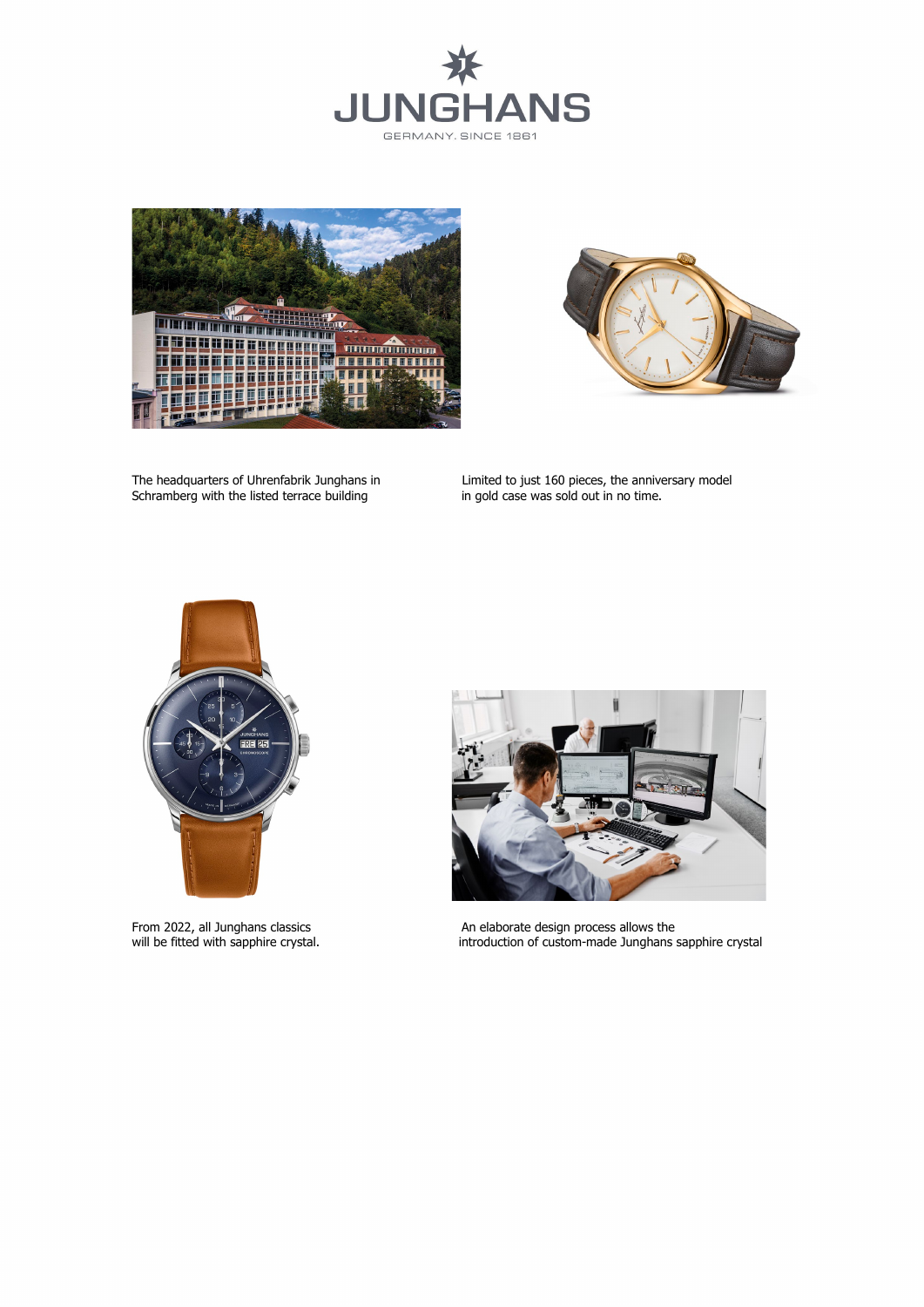The headquarters of Uhrenfabrik Junghans in Schramberg with the listed terrace building

Limited to just 160 pieces, the anniversary model in gold case was sold out in no time.

From 2022, all Junghans classics will be fitted with sapphire crystal.

An elaborate design process allows the introduction of custom-made Junghans sapphire crystal